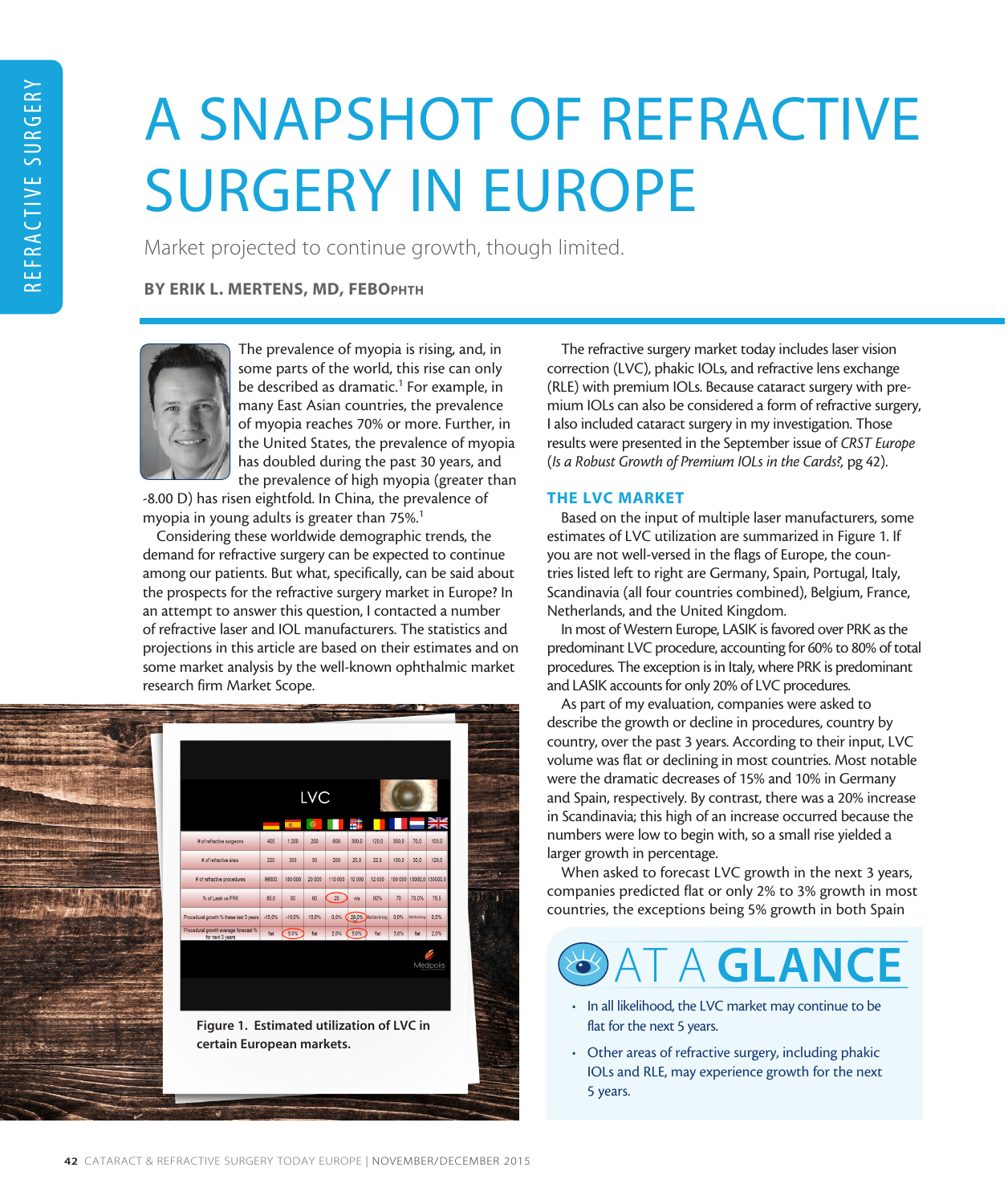# A SNAPSHOT OF REFRACTIVE SURGERY IN EUROPE

Market projected to continue growth, though limited.

**BY ERIK L. MERTENS, MD, FEBOPHTH**

The prevalence of myopia is rising, and, in some parts of the world, this rise can only be described as dramatic.[1] For example, in many East Asian countries, the prevalence of myopia reaches 70% or more. Further, in the United States, the prevalence of myopia has doubled during the past 30 years, and the prevalence of high myopia (greater than -8.00 D) has risen eightfold. In China, the prevalence of myopia in young adults is greater than 75%.[1]

Considering these worldwide demographic trends, the demand for refractive surgery can be expected to continue among our patients. But what, specifically, can be said about the prospects for the refractive surgery market in Europe? In an attempt to answer this question, I contacted a number of refractive laser and IOL manufacturers. The statistics and projections in this article are based on their estimates and on some market analysis by the well-known ophthalmic market research firm Market Scope.

Figure 1. Estimated utilization of LVC in certain European markets.

The refractive surgery market today includes laser vision correction (LVC), phakic IOLs, and refractive lens exchange (RLE) with premium IOLs. Because cataract surgery with premium IOLs can also be considered a form of refractive surgery, I also included cataract surgery in my investigation. Those results were presented in the September issue of *CRST Europe* (*Is a Robust Growth of Premium IOLs in the Cards?*, pg 42).

## THE LVC MARKET

Based on the input of multiple laser manufacturers, some estimates of LVC utilization are summarized in Figure 1. If you are not well-versed in the flags of Europe, the countries listed left to right are Germany, Spain, Portugal, Italy, Scandinavia (all four countries combined), Belgium, France, Netherlands, and the United Kingdom.

In most of Western Europe, LASIK is favored over PRK as the predominant LVC procedure, accounting for 60% to 80% of total procedures. The exception is in Italy, where PRK is predominant and LASIK accounts for only 20% of LVC procedures.

As part of my evaluation, companies were asked to describe the growth or decline in procedures, country by country, over the past 3 years. According to their input, LVC volume was flat or declining in most countries. Most notable were the dramatic decreases of 15% and 10% in Germany and Spain, respectively. By contrast, there was a 20% increase in Scandinavia; this high of an increase occurred because the numbers were low to begin with, so a small rise yielded a larger growth in percentage.

When asked to forecast LVC growth in the next 3 years, companies predicted flat or only 2% to 3% growth in most countries, the exceptions being 5% growth in both Spain

## AT A GLANCE

- In all likelihood, the LVC market may continue to be flat for the next 5 years.
- Other areas of refractive surgery, including phakic IOLs and RLE, may experience growth for the next 5 years.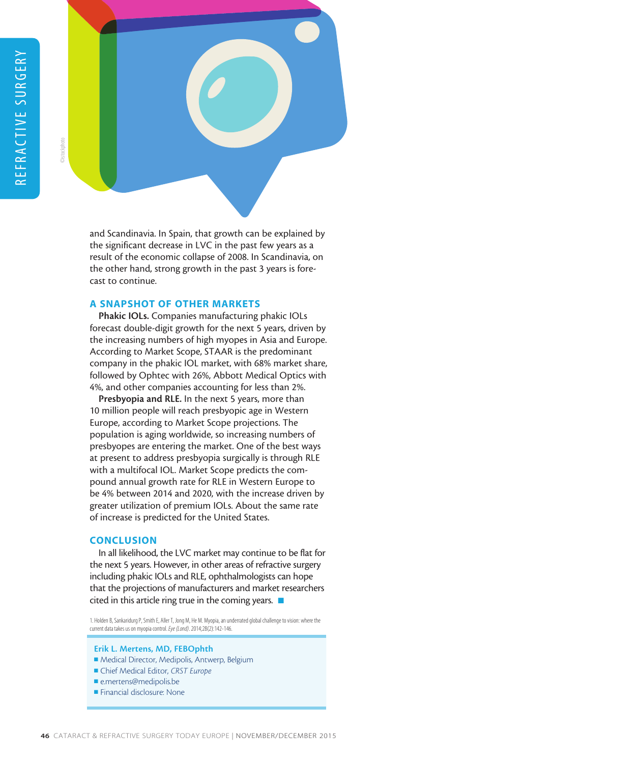and Scandinavia. In Spain, that growth can be explained by the significant decrease in LVC in the past few years as a result of the economic collapse of 2008. In Scandinavia, on the other hand, strong growth in the past 3 years is forecast to continue.

## A SNAPSHOT OF OTHER MARKETS

**Phakic IOLs.** Companies manufacturing phakic IOLs forecast double-digit growth for the next 5 years, driven by the increasing numbers of high myopes in Asia and Europe. According to Market Scope, STAAR is the predominant company in the phakic IOL market, with 68% market share, followed by Ophtec with 26%, Abbott Medical Optics with 4%, and other companies accounting for less than 2%.

**Presbyopia and RLE.** In the next 5 years, more than 10 million people will reach presbyopic age in Western Europe, according to Market Scope projections. The population is aging worldwide, so increasing numbers of presbyopes are entering the market. One of the best ways at present to address presbyopia surgically is through RLE with a multifocal IOL. Market Scope predicts the compound annual growth rate for RLE in Western Europe to be 4% between 2014 and 2020, with the increase driven by greater utilization of premium IOLs. About the same rate of increase is predicted for the United States.

## CONCLUSION

In all likelihood, the LVC market may continue to be flat for the next 5 years. However, in other areas of refractive surgery including phakic IOLs and RLE, ophthalmologists can hope that the projections of manufacturers and market researchers cited in this article ring true in the coming years. ■

1. Holden B, Sankaridurg P, Smith E, Aller T, Jong M, He M. Myopia, an underrated global challenge to vision: where the current data takes us on myopia control. *Eye (Lond)*. 2014;28(2):142-146.

**Erik L. Mertens, MD, FEBOphth**
- Medical Director, Medipolis, Antwerp, Belgium
- Chief Medical Editor, *CRST Europe*
- e.mertens@medipolis.be
- Financial disclosure: None